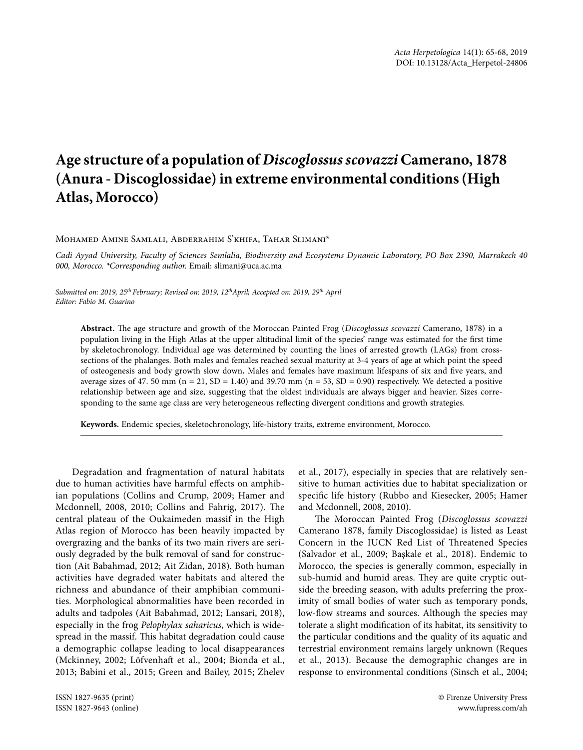# Age structure of a population of *Discoglossus scovazzi* Camerano, 1878 (Anura - Discoglossidae) in extreme environmental conditions (High Atlas, Morocco)

Mohamed Amine Samlali, Abderrahim S'khifa, Tahar Slimani*

*Cadi Ayyad University, Faculty of Sciences Semlalia, Biodiversity and Ecosystems Dynamic Laboratory, PO Box 2390, Marrakech 40 000, Morocco. \*Corresponding author.* Email: slimani@uca.ac.ma

*Submitted on: 2019, 25th February; Revised on: 2019, 12th April; Accepted on: 2019, 29th April*
*Editor: Fabio M. Guarino*

**Abstract.** The age structure and growth of the Moroccan Painted Frog (*Discoglossus scovazzi* Camerano, 1878) in a population living in the High Atlas at the upper altitudinal limit of the species' range was estimated for the first time by skeletochronology. Individual age was determined by counting the lines of arrested growth (LAGs) from cross-sections of the phalanges. Both males and females reached sexual maturity at 3-4 years of age at which point the speed of osteogenesis and body growth slow down**.** Males and females have maximum lifespans of six and five years, and average sizes of 47. 50 mm (n = 21, SD = 1.40) and 39.70 mm (n = 53, SD = 0.90) respectively. We detected a positive relationship between age and size, suggesting that the oldest individuals are always bigger and heavier. Sizes corresponding to the same age class are very heterogeneous reflecting divergent conditions and growth strategies.

**Keywords.** Endemic species, skeletochronology, life-history traits, extreme environment, Morocco.

Degradation and fragmentation of natural habitats due to human activities have harmful effects on amphibian populations (Collins and Crump, 2009; Hamer and Mcdonnell, 2008, 2010; Collins and Fahrig, 2017). The central plateau of the Oukaimeden massif in the High Atlas region of Morocco has been heavily impacted by overgrazing and the banks of its two main rivers are seriously degraded by the bulk removal of sand for construction (Ait Babahmad, 2012; Ait Zidan, 2018). Both human activities have degraded water habitats and altered the richness and abundance of their amphibian communities. Morphological abnormalities have been recorded in adults and tadpoles (Ait Babahmad, 2012; Lansari, 2018), especially in the frog *Pelophylax saharicus*, which is widespread in the massif. This habitat degradation could cause a demographic collapse leading to local disappearances (Mckinney, 2002; Löfvenhaft et al., 2004; Bionda et al., 2013; Babini et al., 2015; Green and Bailey, 2015; Zhelev et al., 2017), especially in species that are relatively sensitive to human activities due to habitat specialization or specific life history (Rubbo and Kiesecker, 2005; Hamer and Mcdonnell, 2008, 2010).

The Moroccan Painted Frog (*Discoglossus scovazzi* Camerano 1878, family Discoglossidae) is listed as Least Concern in the IUCN Red List of Threatened Species (Salvador et al., 2009; Başkale et al., 2018). Endemic to Morocco, the species is generally common, especially in sub-humid and humid areas. They are quite cryptic outside the breeding season, with adults preferring the proximity of small bodies of water such as temporary ponds, low-flow streams and sources. Although the species may tolerate a slight modification of its habitat, its sensitivity to the particular conditions and the quality of its aquatic and terrestrial environment remains largely unknown (Reques et al., 2013). Because the demographic changes are in response to environmental conditions (Sinsch et al., 2004;

ISSN 1827-9635 (print)
ISSN 1827-9643 (online)

© Firenze University Press
www.fupress.com/ah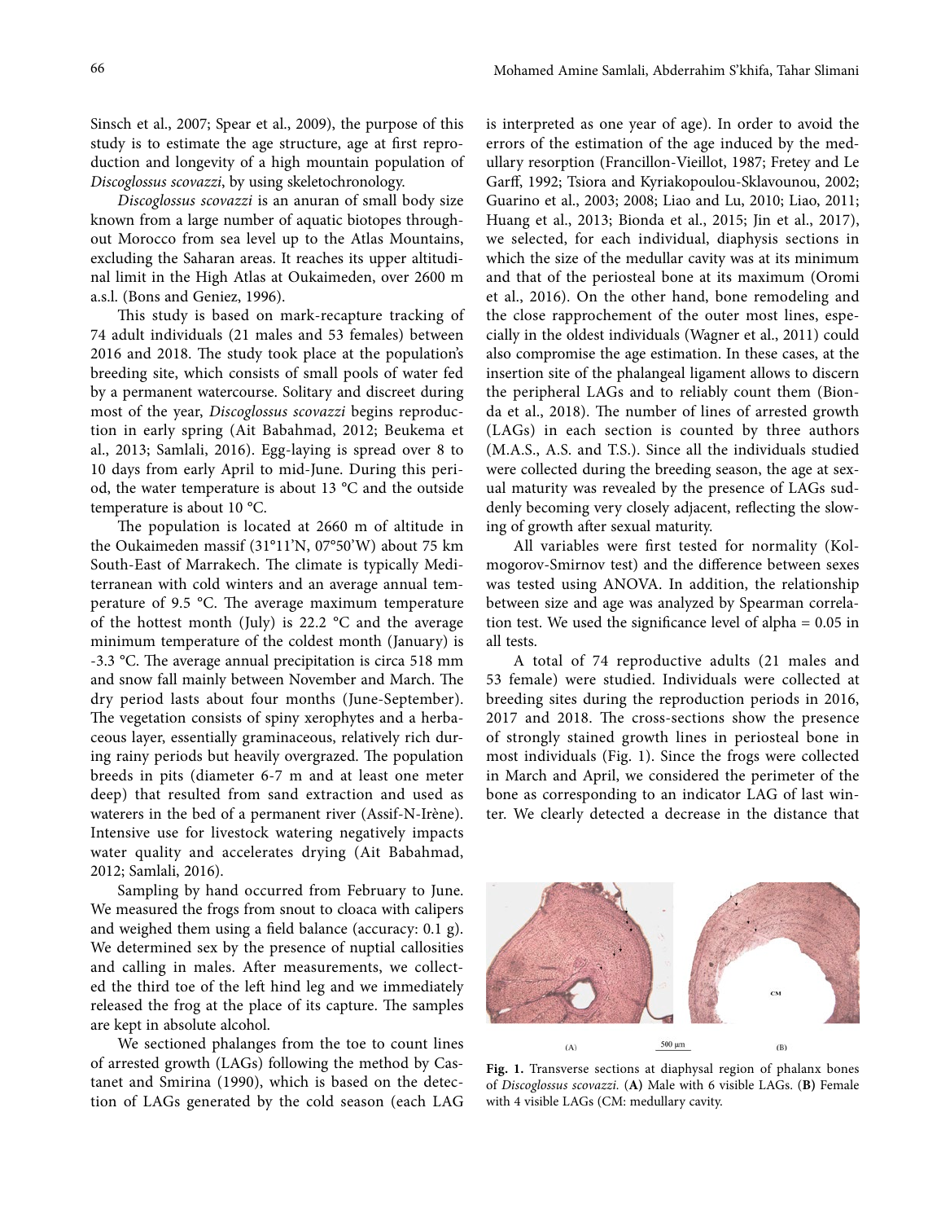Sinsch et al., 2007; Spear et al., 2009), the purpose of this study is to estimate the age structure, age at first reproduction and longevity of a high mountain population of *Discoglossus scovazzi*, by using skeletochronology.

*Discoglossus scovazzi* is an anuran of small body size known from a large number of aquatic biotopes throughout Morocco from sea level up to the Atlas Mountains, excluding the Saharan areas. It reaches its upper altitudinal limit in the High Atlas at Oukaimeden, over 2600 m a.s.l. (Bons and Geniez, 1996).

This study is based on mark-recapture tracking of 74 adult individuals (21 males and 53 females) between 2016 and 2018. The study took place at the population's breeding site, which consists of small pools of water fed by a permanent watercourse. Solitary and discreet during most of the year, *Discoglossus scovazzi* begins reproduction in early spring (Ait Babahmad, 2012; Beukema et al., 2013; Samlali, 2016). Egg-laying is spread over 8 to 10 days from early April to mid-June. During this period, the water temperature is about 13 °C and the outside temperature is about 10 °C.

The population is located at 2660 m of altitude in the Oukaimeden massif (31°11'N, 07°50'W) about 75 km South-East of Marrakech. The climate is typically Mediterranean with cold winters and an average annual temperature of 9.5 °C. The average maximum temperature of the hottest month (July) is 22.2 °C and the average minimum temperature of the coldest month (January) is -3.3 °C. The average annual precipitation is circa 518 mm and snow fall mainly between November and March. The dry period lasts about four months (June-September). The vegetation consists of spiny xerophytes and a herbaceous layer, essentially graminaceous, relatively rich during rainy periods but heavily overgrazed. The population breeds in pits (diameter 6-7 m and at least one meter deep) that resulted from sand extraction and used as waterers in the bed of a permanent river (Assif-N-Irène). Intensive use for livestock watering negatively impacts water quality and accelerates drying (Ait Babahmad, 2012; Samlali, 2016).

Sampling by hand occurred from February to June. We measured the frogs from snout to cloaca with calipers and weighed them using a field balance (accuracy: 0.1 g). We determined sex by the presence of nuptial callosities and calling in males. After measurements, we collected the third toe of the left hind leg and we immediately released the frog at the place of its capture. The samples are kept in absolute alcohol.

We sectioned phalanges from the toe to count lines of arrested growth (LAGs) following the method by Castanet and Smirina (1990), which is based on the detection of LAGs generated by the cold season (each LAG is interpreted as one year of age). In order to avoid the errors of the estimation of the age induced by the medullary resorption (Francillon-Vieillot, 1987; Fretey and Le Garff, 1992; Tsiora and Kyriakopoulou-Sklavounou, 2002; Guarino et al., 2003; 2008; Liao and Lu, 2010; Liao, 2011; Huang et al., 2013; Bionda et al., 2015; Jin et al., 2017), we selected, for each individual, diaphysis sections in which the size of the medullar cavity was at its minimum and that of the periosteal bone at its maximum (Oromi et al., 2016). On the other hand, bone remodeling and the close rapprochement of the outer most lines, especially in the oldest individuals (Wagner et al., 2011) could also compromise the age estimation. In these cases, at the insertion site of the phalangeal ligament allows to discern the peripheral LAGs and to reliably count them (Bionda et al., 2018). The number of lines of arrested growth (LAGs) in each section is counted by three authors (M.A.S., A.S. and T.S.). Since all the individuals studied were collected during the breeding season, the age at sexual maturity was revealed by the presence of LAGs suddenly becoming very closely adjacent, reflecting the slowing of growth after sexual maturity.

All variables were first tested for normality (Kolmogorov-Smirnov test) and the difference between sexes was tested using ANOVA. In addition, the relationship between size and age was analyzed by Spearman correlation test. We used the significance level of alpha = 0.05 in all tests.

A total of 74 reproductive adults (21 males and 53 female) were studied. Individuals were collected at breeding sites during the reproduction periods in 2016, 2017 and 2018. The cross-sections show the presence of strongly stained growth lines in periosteal bone in most individuals (Fig. 1). Since the frogs were collected in March and April, we considered the perimeter of the bone as corresponding to an indicator LAG of last winter. We clearly detected a decrease in the distance that

**Fig. 1.** Transverse sections at diaphysal region of phalanx bones of *Discoglossus scovazzi*. (**A**) Male with 6 visible LAGs. (**B**) Female with 4 visible LAGs (CM: medullary cavity.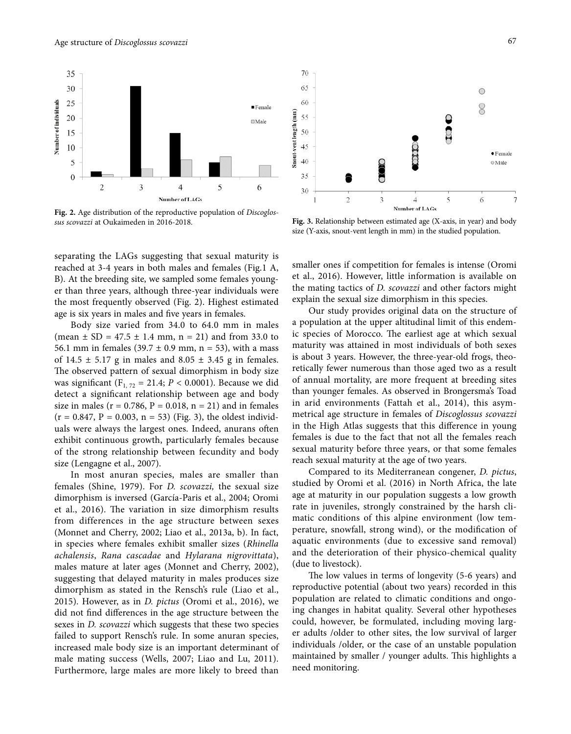Fig. 2. Age distribution of the reproductive population of *Discoglossus scovazzi* at Oukaimeden in 2016-2018.

Fig. 3. Relationship between estimated age (X-axis, in year) and body size (Y-axis, snout-vent length in mm) in the studied population.

separating the LAGs suggesting that sexual maturity is reached at 3-4 years in both males and females (Fig.1 A, B). At the breeding site, we sampled some females younger than three years, although three-year individuals were the most frequently observed (Fig. 2). Highest estimated age is six years in males and five years in females.

Body size varied from 34.0 to 64.0 mm in males (mean ± SD = 47.5 ± 1.4 mm, n = 21) and from 33.0 to 56.1 mm in females (39.7 ± 0.9 mm, n = 53), with a mass of 14.5 ± 5.17 g in males and 8.05 ± 3.45 g in females. The observed pattern of sexual dimorphism in body size was significant ($F_{1, 72} = 21.4$; $P < 0.0001$). Because we did detect a significant relationship between age and body size in males ($r = 0.786$, $P = 0.018$, $n = 21$) and in females ($r = 0.847$, $P = 0.003$, $n = 53$) (Fig. 3), the oldest individuals were always the largest ones. Indeed, anurans often exhibit continuous growth, particularly females because of the strong relationship between fecundity and body size (Lengagne et al., 2007).

In most anuran species, males are smaller than females (Shine, 1979). For *D. scovazzi,* the sexual size dimorphism is inversed (García-Paris et al., 2004; Oromi et al., 2016). The variation in size dimorphism results from differences in the age structure between sexes (Monnet and Cherry, 2002; Liao et al., 2013a, b). In fact, in species where females exhibit smaller sizes (*Rhinella achalensis*, *Rana cascadae* and *Hylarana nigrovittata*), males mature at later ages (Monnet and Cherry, 2002), suggesting that delayed maturity in males produces size dimorphism as stated in the Rensch's rule (Liao et al., 2015). However, as in *D. pictus* (Oromi et al., 2016), we did not find differences in the age structure between the sexes in *D. scovazzi* which suggests that these two species failed to support Rensch's rule. In some anuran species, increased male body size is an important determinant of male mating success (Wells, 2007; Liao and Lu, 2011). Furthermore, large males are more likely to breed than smaller ones if competition for females is intense (Oromi et al., 2016). However, little information is available on the mating tactics of *D. scovazzi* and other factors might explain the sexual size dimorphism in this species.

Our study provides original data on the structure of a population at the upper altitudinal limit of this endemic species of Morocco. The earliest age at which sexual maturity was attained in most individuals of both sexes is about 3 years. However, the three-year-old frogs, theoretically fewer numerous than those aged two as a result of annual mortality, are more frequent at breeding sites than younger females. As observed in Brongersma's Toad in arid environments (Fattah et al., 2014), this asymmetrical age structure in females of *Discoglossus scovazzi* in the High Atlas suggests that this difference in young females is due to the fact that not all the females reach sexual maturity before three years, or that some females reach sexual maturity at the age of two years.

Compared to its Mediterranean congener, *D. pictus*, studied by Oromi et al. (2016) in North Africa, the late age at maturity in our population suggests a low growth rate in juveniles, strongly constrained by the harsh climatic conditions of this alpine environment (low temperature, snowfall, strong wind), or the modification of aquatic environments (due to excessive sand removal) and the deterioration of their physico-chemical quality (due to livestock).

The low values in terms of longevity (5-6 years) and reproductive potential (about two years) recorded in this population are related to climatic conditions and ongoing changes in habitat quality. Several other hypotheses could, however, be formulated, including moving larger adults /older to other sites, the low survival of larger individuals /older, or the case of an unstable population maintained by smaller / younger adults. This highlights a need monitoring.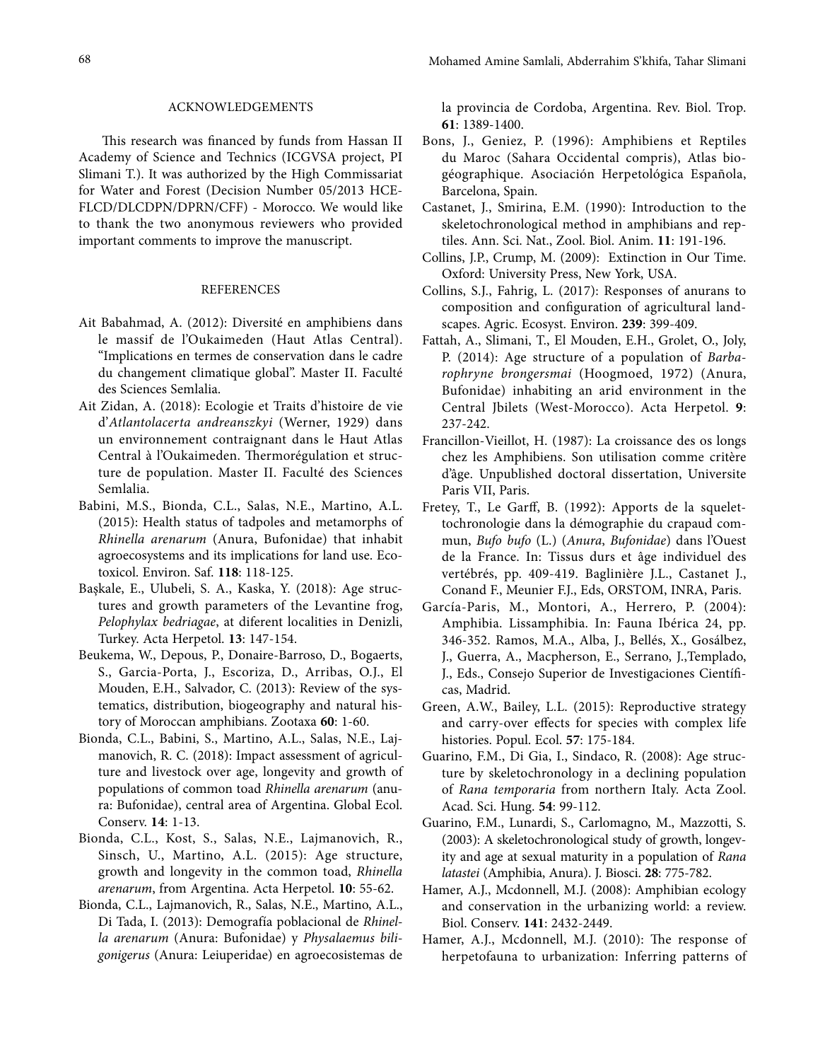## ACKNOWLEDGEMENTS

This research was financed by funds from Hassan II Academy of Science and Technics (ICGVSA project, PI Slimani T.). It was authorized by the High Commissariat for Water and Forest (Decision Number 05/2013 HCE-FLCD/DLCDPN/DPRN/CFF) - Morocco. We would like to thank the two anonymous reviewers who provided important comments to improve the manuscript.

## REFERENCES

Ait Babahmad, A. (2012): Diversité en amphibiens dans le massif de l'Oukaimeden (Haut Atlas Central). "Implications en termes de conservation dans le cadre du changement climatique global". Master II. Faculté des Sciences Semlalia.

Ait Zidan, A. (2018): Ecologie et Traits d'histoire de vie d'*Atlantolacerta andreanszkyi* (Werner, 1929) dans un environnement contraignant dans le Haut Atlas Central à l'Oukaimeden. Thermorégulation et structure de population. Master II. Faculté des Sciences Semlalia.

Babini, M.S., Bionda, C.L., Salas, N.E., Martino, A.L. (2015): Health status of tadpoles and metamorphs of *Rhinella arenarum* (Anura, Bufonidae) that inhabit agroecosystems and its implications for land use. Ecotoxicol. Environ. Saf. **118**: 118-125.

Başkale, E., Ulubeli, S. A., Kaska, Y. (2018): Age structures and growth parameters of the Levantine frog, *Pelophylax bedriagae*, at diferent localities in Denizli, Turkey. Acta Herpetol. **13**: 147-154.

Beukema, W., Depous, P., Donaire-Barroso, D., Bogaerts, S., Garcia-Porta, J., Escoriza, D., Arribas, O.J., El Mouden, E.H., Salvador, C. (2013): Review of the systematics, distribution, biogeography and natural history of Moroccan amphibians. Zootaxa **60**: 1-60.

Bionda, C.L., Babini, S., Martino, A.L., Salas, N.E., Lajmanovich, R. C. (2018): Impact assessment of agriculture and livestock over age, longevity and growth of populations of common toad *Rhinella arenarum* (anura: Bufonidae), central area of Argentina. Global Ecol. Conserv. **14**: 1-13.

Bionda, C.L., Kost, S., Salas, N.E., Lajmanovich, R., Sinsch, U., Martino, A.L. (2015): Age structure, growth and longevity in the common toad, *Rhinella arenarum*, from Argentina. Acta Herpetol. **10**: 55-62.

Bionda, C.L., Lajmanovich, R., Salas, N.E., Martino, A.L., Di Tada, I. (2013): Demografía poblacional de *Rhinella arenarum* (Anura: Bufonidae) y *Physalaemus biligonigerus* (Anura: Leiuperidae) en agroecosistemas de la provincia de Cordoba, Argentina. Rev. Biol. Trop. **61**: 1389-1400.

Bons, J., Geniez, P. (1996): Amphibiens et Reptiles du Maroc (Sahara Occidental compris), Atlas biogéographique. Asociación Herpetológica Española, Barcelona, Spain.

Castanet, J., Smirina, E.M. (1990): Introduction to the skeletochronological method in amphibians and reptiles. Ann. Sci. Nat., Zool. Biol. Anim. **11**: 191-196.

Collins, J.P., Crump, M. (2009): Extinction in Our Time. Oxford: University Press, New York, USA.

Collins, S.J., Fahrig, L. (2017): Responses of anurans to composition and configuration of agricultural landscapes. Agric. Ecosyst. Environ. **239**: 399-409.

Fattah, A., Slimani, T., El Mouden, E.H., Grolet, O., Joly, P. (2014): Age structure of a population of *Barbarophryne brongersmai* (Hoogmoed, 1972) (Anura, Bufonidae) inhabiting an arid environment in the Central Jbilets (West-Morocco). Acta Herpetol. **9**: 237-242.

Francillon-Vieillot, H. (1987): La croissance des os longs chez les Amphibiens. Son utilisation comme critère d'âge. Unpublished doctoral dissertation, Universite Paris VII, Paris.

Fretey, T., Le Garff, B. (1992): Apports de la squelettochronologie dans la démographie du crapaud commun, *Bufo bufo* (L.) (*Anura*, *Bufonidae*) dans l'Ouest de la France. In: Tissus durs et âge individuel des vertébrés, pp. 409-419. Baglinière J.L., Castanet J., Conand F., Meunier F.J., Eds, ORSTOM, INRA, Paris.

García-Paris, M., Montori, A., Herrero, P. (2004): Amphibia. Lissamphibia. In: Fauna Ibérica 24, pp. 346-352. Ramos, M.A., Alba, J., Bellés, X., Gosálbez, J., Guerra, A., Macpherson, E., Serrano, J.,Templado, J., Eds., Consejo Superior de Investigaciones Científicas, Madrid.

Green, A.W., Bailey, L.L. (2015): Reproductive strategy and carry-over effects for species with complex life histories. Popul. Ecol. **57**: 175-184.

Guarino, F.M., Di Gia, I., Sindaco, R. (2008): Age structure by skeletochronology in a declining population of *Rana temporaria* from northern Italy. Acta Zool. Acad. Sci. Hung. **54**: 99-112.

Guarino, F.M., Lunardi, S., Carlomagno, M., Mazzotti, S. (2003): A skeletochronological study of growth, longevity and age at sexual maturity in a population of *Rana latastei* (Amphibia, Anura). J. Biosci. **28**: 775-782.

Hamer, A.J., Mcdonnell, M.J. (2008): Amphibian ecology and conservation in the urbanizing world: a review. Biol. Conserv. **141**: 2432-2449.

Hamer, A.J., Mcdonnell, M.J. (2010): The response of herpetofauna to urbanization: Inferring patterns of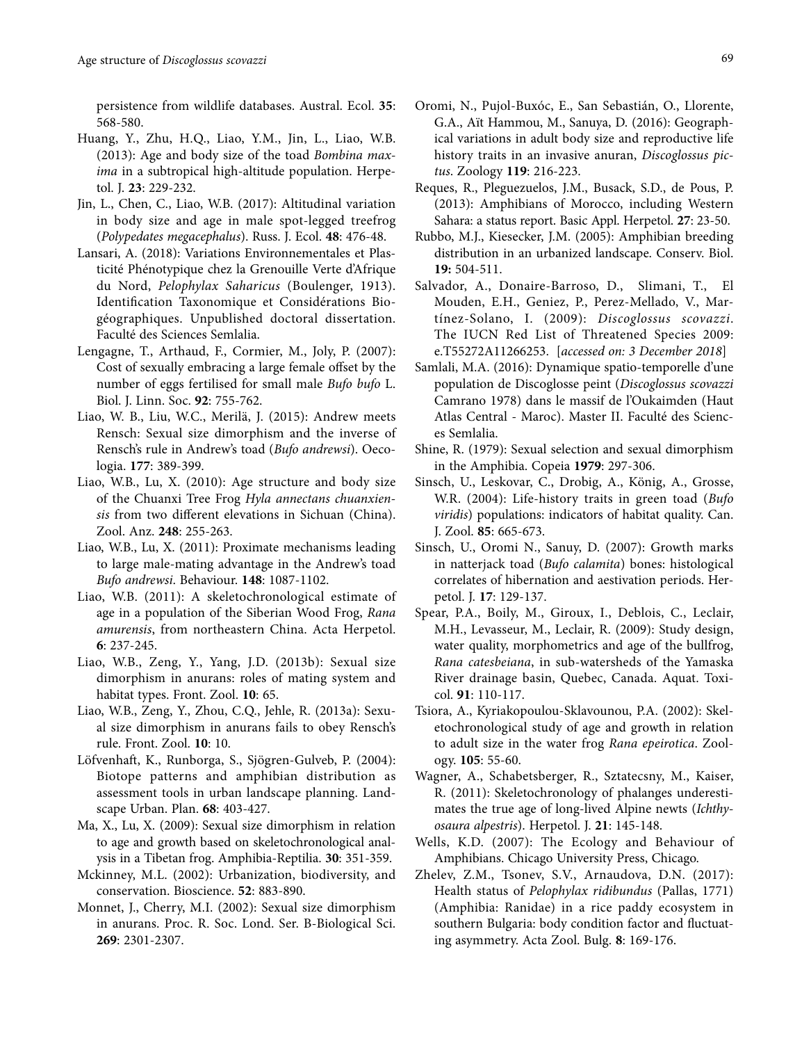persistence from wildlife databases. Austral. Ecol. **35**: 568-580.

Huang, Y., Zhu, H.Q., Liao, Y.M., Jin, L., Liao, W.B. (2013): Age and body size of the toad *Bombina maxima* in a subtropical high-altitude population. Herpetol. J. **23**: 229-232.

Jin, L., Chen, C., Liao, W.B. (2017): Altitudinal variation in body size and age in male spot-legged treefrog (*Polypedates megacephalus*). Russ. J. Ecol. **48**: 476-48.

Lansari, A. (2018): Variations Environnementales et Plasticité Phénotypique chez la Grenouille Verte d'Afrique du Nord, *Pelophylax Saharicus* (Boulenger, 1913). Identification Taxonomique et Considérations Biogéographiques. Unpublished doctoral dissertation. Faculté des Sciences Semlalia.

Lengagne, T., Arthaud, F., Cormier, M., Joly, P. (2007): Cost of sexually embracing a large female offset by the number of eggs fertilised for small male *Bufo bufo* L. Biol. J. Linn. Soc. **92**: 755-762.

Liao, W. B., Liu, W.C., Merilä, J. (2015): Andrew meets Rensch: Sexual size dimorphism and the inverse of Rensch's rule in Andrew's toad (*Bufo andrewsi*). Oecologia. **177**: 389-399.

Liao, W.B., Lu, X. (2010): Age structure and body size of the Chuanxi Tree Frog *Hyla annectans chuanxiensis* from two different elevations in Sichuan (China). Zool. Anz. **248**: 255-263.

Liao, W.B., Lu, X. (2011): Proximate mechanisms leading to large male-mating advantage in the Andrew's toad *Bufo andrewsi*. Behaviour. **148**: 1087-1102.

Liao, W.B. (2011): A skeletochronological estimate of age in a population of the Siberian Wood Frog, *Rana amurensis*, from northeastern China. Acta Herpetol. **6**: 237-245.

Liao, W.B., Zeng, Y., Yang, J.D. (2013b): Sexual size dimorphism in anurans: roles of mating system and habitat types. Front. Zool. **10**: 65.

Liao, W.B., Zeng, Y., Zhou, C.Q., Jehle, R. (2013a): Sexual size dimorphism in anurans fails to obey Rensch's rule. Front. Zool. **10**: 10.

Löfvenhaft, K., Runborga, S., Sjögren-Gulveb, P. (2004): Biotope patterns and amphibian distribution as assessment tools in urban landscape planning. Landscape Urban. Plan. **68**: 403-427.

Ma, X., Lu, X. (2009): Sexual size dimorphism in relation to age and growth based on skeletochronological analysis in a Tibetan frog. Amphibia-Reptilia. **30**: 351-359.

Mckinney, M.L. (2002): Urbanization, biodiversity, and conservation. Bioscience. **52**: 883-890.

Monnet, J., Cherry, M.I. (2002): Sexual size dimorphism in anurans. Proc. R. Soc. Lond. Ser. B-Biological Sci. **269**: 2301-2307.

Oromi, N., Pujol-Buxóc, E., San Sebastián, O., Llorente, G.A., Aït Hammou, M., Sanuya, D. (2016): Geographical variations in adult body size and reproductive life history traits in an invasive anuran, *Discoglossus pictus*. Zoology **119**: 216-223.

Reques, R., Pleguezuelos, J.M., Busack, S.D., de Pous, P. (2013): Amphibians of Morocco, including Western Sahara: a status report. Basic Appl. Herpetol. **27**: 23-50.

Rubbo, M.J., Kiesecker, J.M. (2005): Amphibian breeding distribution in an urbanized landscape. Conserv. Biol. **19:** 504-511.

Salvador, A., Donaire-Barroso, D., Slimani, T., El Mouden, E.H., Geniez, P., Perez-Mellado, V., Martínez-Solano, I. (2009): *Discoglossus scovazzi*. The IUCN Red List of Threatened Species 2009: e.T55272A11266253. [*accessed on: 3 December 2018*]

Samlali, M.A. (2016): Dynamique spatio-temporelle d'une population de Discoglosse peint (*Discoglossus scovazzi* Camrano 1978) dans le massif de l'Oukaimden (Haut Atlas Central - Maroc). Master II. Faculté des Sciences Semlalia.

Shine, R. (1979): Sexual selection and sexual dimorphism in the Amphibia. Copeia **1979**: 297-306.

Sinsch, U., Leskovar, C., Drobig, A., König, A., Grosse, W.R. (2004): Life-history traits in green toad (*Bufo viridis*) populations: indicators of habitat quality. Can. J. Zool. **85**: 665-673.

Sinsch, U., Oromi N., Sanuy, D. (2007): Growth marks in natterjack toad (*Bufo calamita*) bones: histological correlates of hibernation and aestivation periods. Herpetol. J. **17**: 129-137.

Spear, P.A., Boily, M., Giroux, I., Deblois, C., Leclair, M.H., Levasseur, M., Leclair, R. (2009): Study design, water quality, morphometrics and age of the bullfrog, *Rana catesbeiana*, in sub-watersheds of the Yamaska River drainage basin, Quebec, Canada. Aquat. Toxicol. **91**: 110-117.

Tsiora, A., Kyriakopoulou-Sklavounou, P.A. (2002): Skeletochronological study of age and growth in relation to adult size in the water frog *Rana epeirotica*. Zoology. **105**: 55-60.

Wagner, A., Schabetsberger, R., Sztatecsny, M., Kaiser, R. (2011): Skeletochronology of phalanges underestimates the true age of long-lived Alpine newts (*Ichthyosaura alpestris*). Herpetol. J. **21**: 145-148.

Wells, K.D. (2007): The Ecology and Behaviour of Amphibians. Chicago University Press, Chicago.

Zhelev, Z.M., Tsonev, S.V., Arnaudova, D.N. (2017): Health status of *Pelophylax ridibundus* (Pallas, 1771) (Amphibia: Ranidae) in a rice paddy ecosystem in southern Bulgaria: body condition factor and fluctuating asymmetry. Acta Zool. Bulg. **8**: 169-176.